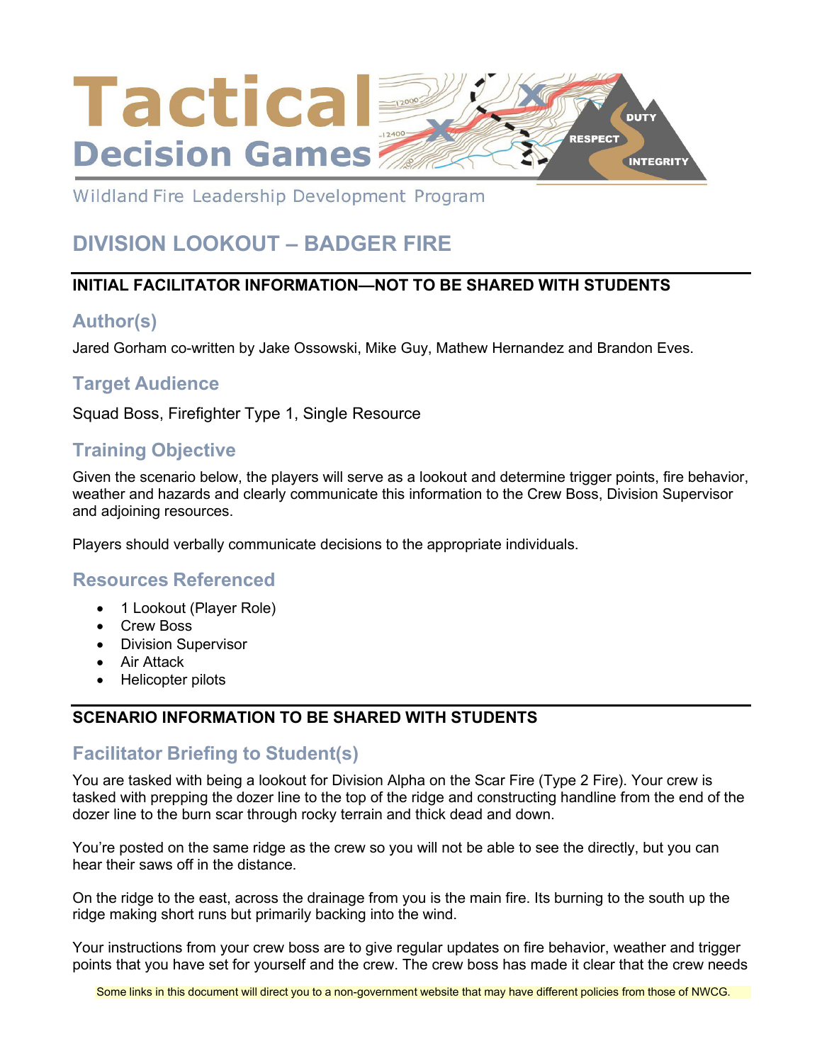Tactical Decision Games

Wildland Fire Leadership Development Program

# DIVISION LOOKOUT – BADGER FIRE

## INITIAL FACILITATOR INFORMATION—NOT TO BE SHARED WITH STUDENTS

### Author(s)

Jared Gorham co-written by Jake Ossowski, Mike Guy, Mathew Hernandez and Brandon Eves.

### Target Audience

Squad Boss, Firefighter Type 1, Single Resource

### Training Objective

Given the scenario below, the players will serve as a lookout and determine trigger points, fire behavior, weather and hazards and clearly communicate this information to the Crew Boss, Division Supervisor and adjoining resources.

Players should verbally communicate decisions to the appropriate individuals.

### Resources Referenced

- 1 Lookout (Player Role)
- Crew Boss
- Division Supervisor
- Air Attack
- Helicopter pilots

## SCENARIO INFORMATION TO BE SHARED WITH STUDENTS

### Facilitator Briefing to Student(s)

You are tasked with being a lookout for Division Alpha on the Scar Fire (Type 2 Fire). Your crew is tasked with prepping the dozer line to the top of the ridge and constructing handline from the end of the dozer line to the burn scar through rocky terrain and thick dead and down.

You're posted on the same ridge as the crew so you will not be able to see the directly, but you can hear their saws off in the distance.

On the ridge to the east, across the drainage from you is the main fire. Its burning to the south up the ridge making short runs but primarily backing into the wind.

Your instructions from your crew boss are to give regular updates on fire behavior, weather and trigger points that you have set for yourself and the crew. The crew boss has made it clear that the crew needs

Some links in this document will direct you to a non-government website that may have different policies from those of NWCG.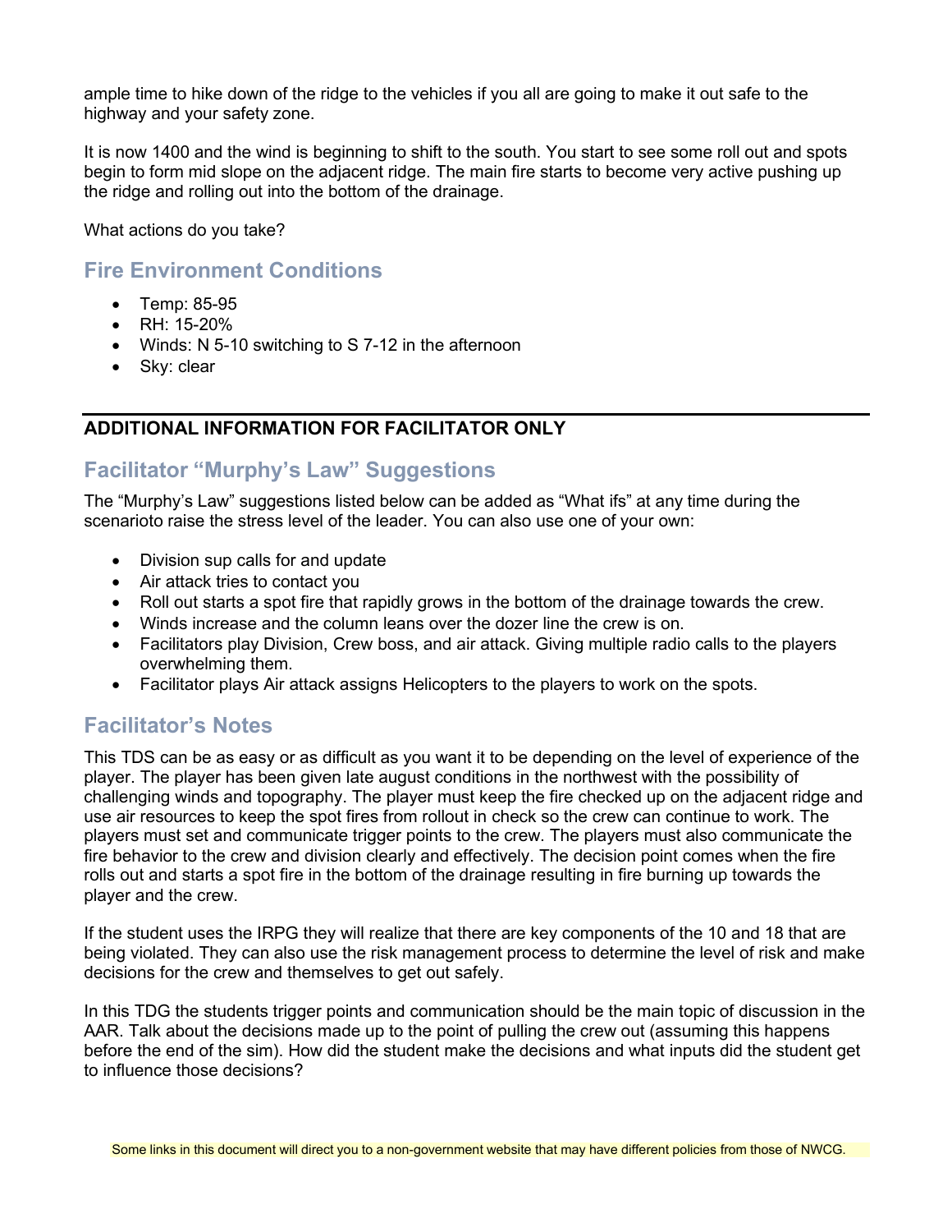ample time to hike down of the ridge to the vehicles if you all are going to make it out safe to the highway and your safety zone.

It is now 1400 and the wind is beginning to shift to the south. You start to see some roll out and spots begin to form mid slope on the adjacent ridge. The main fire starts to become very active pushing up the ridge and rolling out into the bottom of the drainage.

What actions do you take?

## Fire Environment Conditions

- Temp: 85-95
- RH: 15-20%
- Winds: N 5-10 switching to S 7-12 in the afternoon
- Sky: clear

---

**ADDITIONAL INFORMATION FOR FACILITATOR ONLY**

## Facilitator "Murphy's Law" Suggestions

The "Murphy's Law" suggestions listed below can be added as "What ifs" at any time during the scenarioto raise the stress level of the leader. You can also use one of your own:

- Division sup calls for and update
- Air attack tries to contact you
- Roll out starts a spot fire that rapidly grows in the bottom of the drainage towards the crew.
- Winds increase and the column leans over the dozer line the crew is on.
- Facilitators play Division, Crew boss, and air attack. Giving multiple radio calls to the players overwhelming them.
- Facilitator plays Air attack assigns Helicopters to the players to work on the spots.

## Facilitator's Notes

This TDS can be as easy or as difficult as you want it to be depending on the level of experience of the player. The player has been given late august conditions in the northwest with the possibility of challenging winds and topography. The player must keep the fire checked up on the adjacent ridge and use air resources to keep the spot fires from rollout in check so the crew can continue to work. The players must set and communicate trigger points to the crew. The players must also communicate the fire behavior to the crew and division clearly and effectively. The decision point comes when the fire rolls out and starts a spot fire in the bottom of the drainage resulting in fire burning up towards the player and the crew.

If the student uses the IRPG they will realize that there are key components of the 10 and 18 that are being violated. They can also use the risk management process to determine the level of risk and make decisions for the crew and themselves to get out safely.

In this TDG the students trigger points and communication should be the main topic of discussion in the AAR. Talk about the decisions made up to the point of pulling the crew out (assuming this happens before the end of the sim). How did the student make the decisions and what inputs did the student get to influence those decisions?

Some links in this document will direct you to a non-government website that may have different policies from those of NWCG.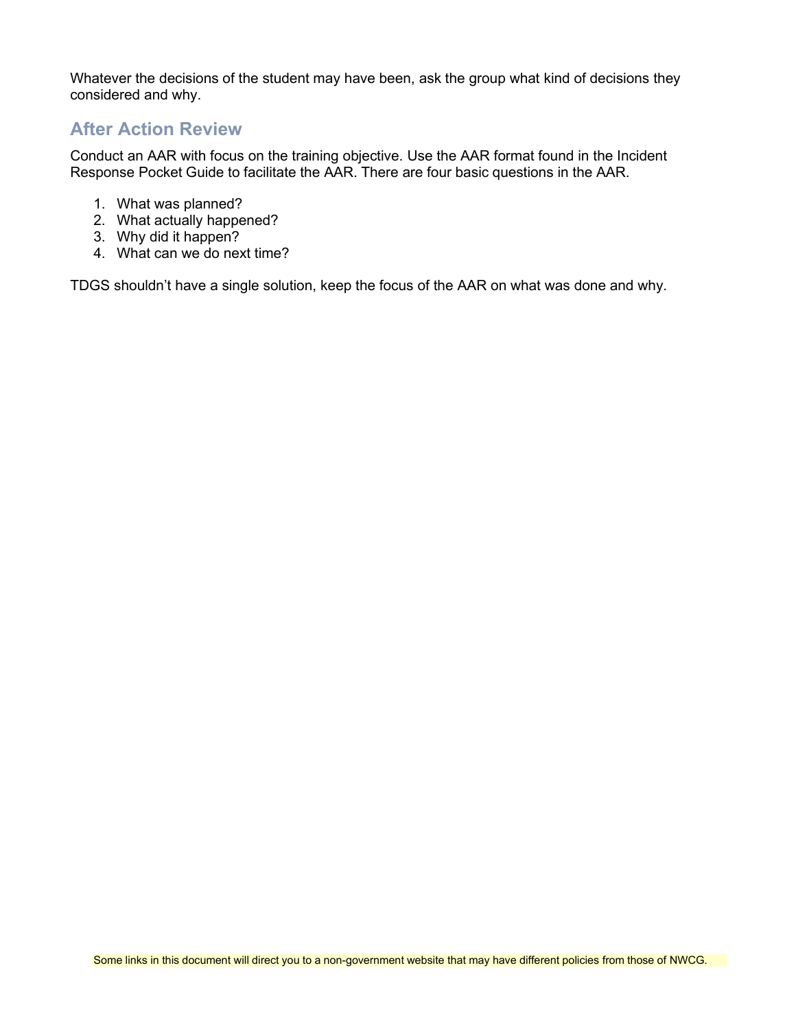Whatever the decisions of the student may have been, ask the group what kind of decisions they considered and why.

## After Action Review

Conduct an AAR with focus on the training objective. Use the AAR format found in the Incident Response Pocket Guide to facilitate the AAR. There are four basic questions in the AAR.

1. What was planned?
2. What actually happened?
3. Why did it happen?
4. What can we do next time?

TDGS shouldn't have a single solution, keep the focus of the AAR on what was done and why.

Some links in this document will direct you to a non-government website that may have different policies from those of NWCG.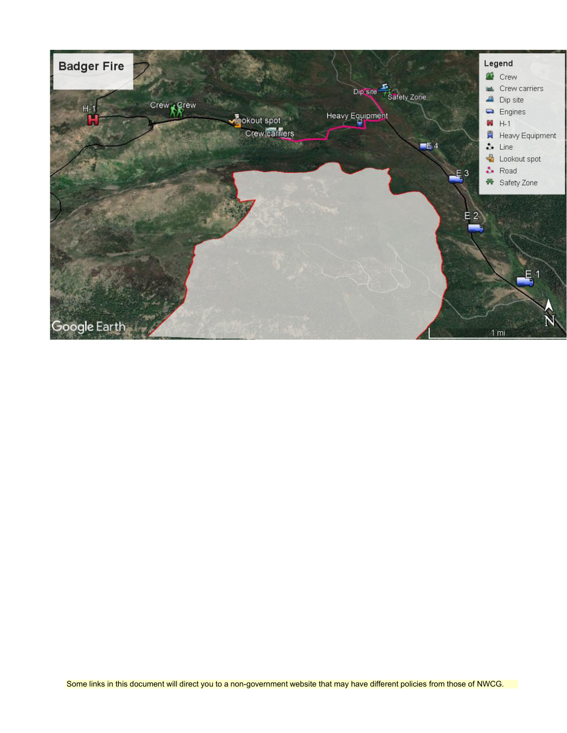Badger Fire

Legend
Crew
Crew carriers
Dip site
Engines
H-1
Heavy Equipment
Line
Lookout spot
Road
Safety Zone

H-1
Crew
Crew
Lookout spot
Crew carriers
Heavy Equipment
Dip site
Safety Zone
E 4
E 3
E 2
E 1
1 mi
N
Google Earth

Some links in this document will direct you to a non-government website that may have different policies from those of NWCG.